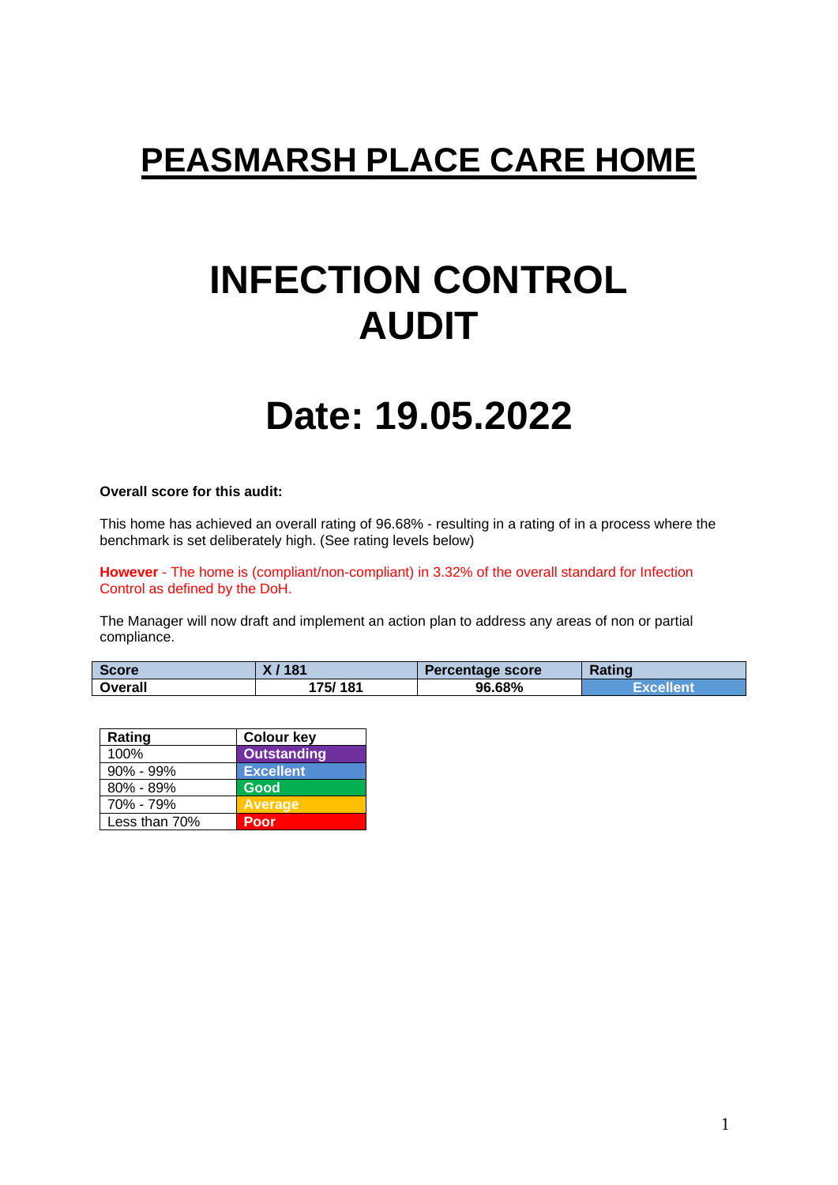# PEASMARSH PLACE CARE HOME

# INFECTION CONTROL AUDIT

# Date: 19.05.2022

**Overall score for this audit:**

This home has achieved an overall rating of 96.68% - resulting in a rating of in a process where the benchmark is set deliberately high. (See rating levels below)

**However** - The home is (compliant/non-compliant) in 3.32% of the overall standard for Infection Control as defined by the DoH.

The Manager will now draft and implement an action plan to address any areas of non or partial compliance.

| Score | X / 181 | Percentage score | Rating |
|---|---|---|---|
| Overall | 175/ 181 | 96.68% | Excellent |

| Rating | Colour key |
|---|---|
| 100% | Outstanding |
| 90% - 99% | Excellent |
| 80% - 89% | Good |
| 70% - 79% | Average |
| Less than 70% | Poor |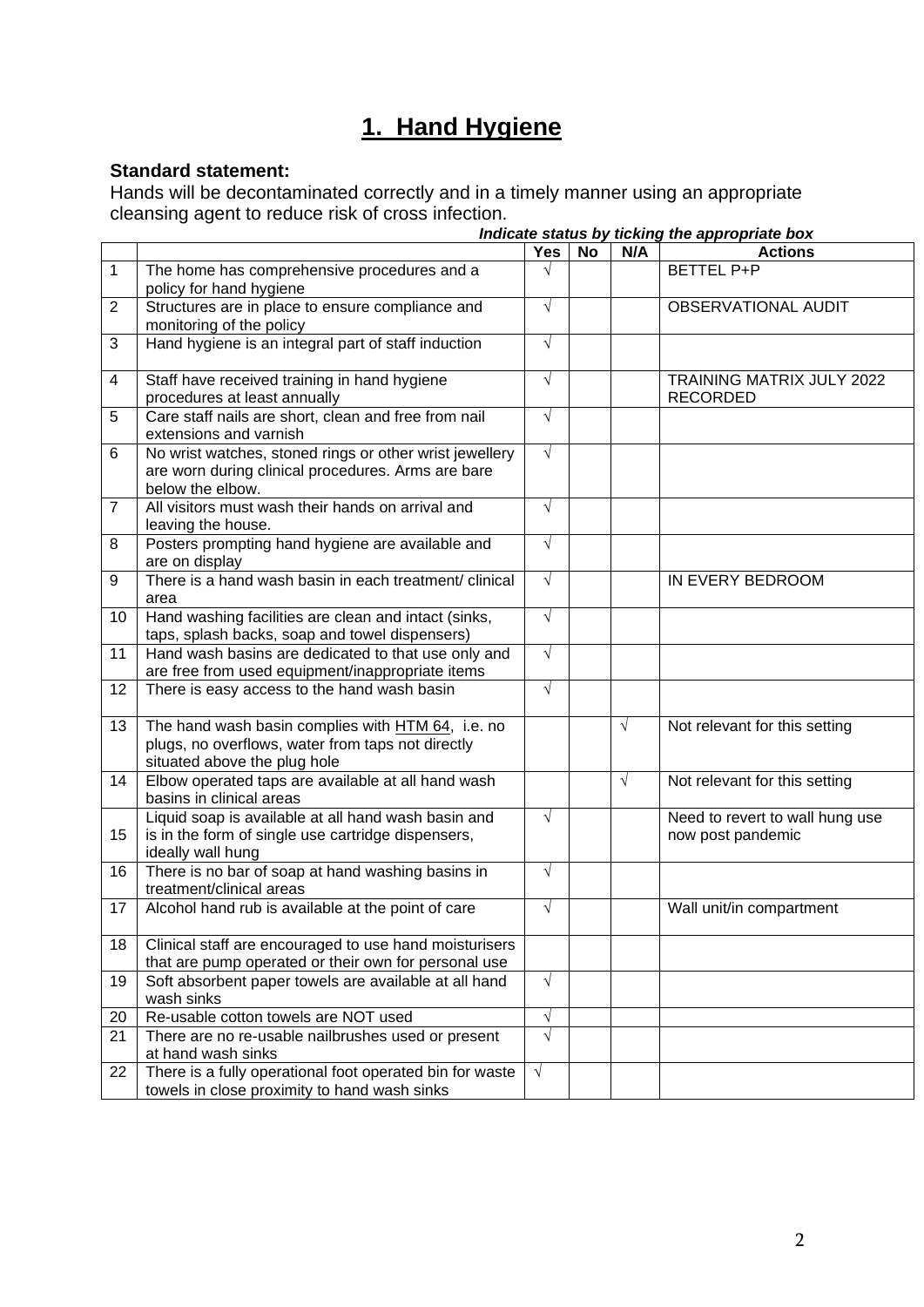# 1. Hand Hygiene

**Standard statement:**
Hands will be decontaminated correctly and in a timely manner using an appropriate cleansing agent to reduce risk of cross infection.

***Indicate status by ticking the appropriate box***

| | | Yes | No | N/A | Actions |
|---|---|---|---|---|---|
| 1 | The home has comprehensive procedures and a policy for hand hygiene | √ | | | BETTEL P+P |
| 2 | Structures are in place to ensure compliance and monitoring of the policy | √ | | | OBSERVATIONAL AUDIT |
| 3 | Hand hygiene is an integral part of staff induction | √ | | | |
| 4 | Staff have received training in hand hygiene procedures at least annually | √ | | | TRAINING MATRIX JULY 2022 RECORDED |
| 5 | Care staff nails are short, clean and free from nail extensions and varnish | √ | | | |
| 6 | No wrist watches, stoned rings or other wrist jewellery are worn during clinical procedures. Arms are bare below the elbow. | √ | | | |
| 7 | All visitors must wash their hands on arrival and leaving the house. | √ | | | |
| 8 | Posters prompting hand hygiene are available and are on display | √ | | | |
| 9 | There is a hand wash basin in each treatment/ clinical area | √ | | | IN EVERY BEDROOM |
| 10 | Hand washing facilities are clean and intact (sinks, taps, splash backs, soap and towel dispensers) | √ | | | |
| 11 | Hand wash basins are dedicated to that use only and are free from used equipment/inappropriate items | √ | | | |
| 12 | There is easy access to the hand wash basin | √ | | | |
| 13 | The hand wash basin complies with HTM 64, i.e. no plugs, no overflows, water from taps not directly situated above the plug hole | | | √ | Not relevant for this setting |
| 14 | Elbow operated taps are available at all hand wash basins in clinical areas | | | √ | Not relevant for this setting |
| 15 | Liquid soap is available at all hand wash basin and is in the form of single use cartridge dispensers, ideally wall hung | √ | | | Need to revert to wall hung use now post pandemic |
| 16 | There is no bar of soap at hand washing basins in treatment/clinical areas | √ | | | |
| 17 | Alcohol hand rub is available at the point of care | √ | | | Wall unit/in compartment |
| 18 | Clinical staff are encouraged to use hand moisturisers that are pump operated or their own for personal use | | | | |
| 19 | Soft absorbent paper towels are available at all hand wash sinks | √ | | | |
| 20 | Re-usable cotton towels are NOT used | √ | | | |
| 21 | There are no re-usable nailbrushes used or present at hand wash sinks | √ | | | |
| 22 | There is a fully operational foot operated bin for waste towels in close proximity to hand wash sinks | √ | | | |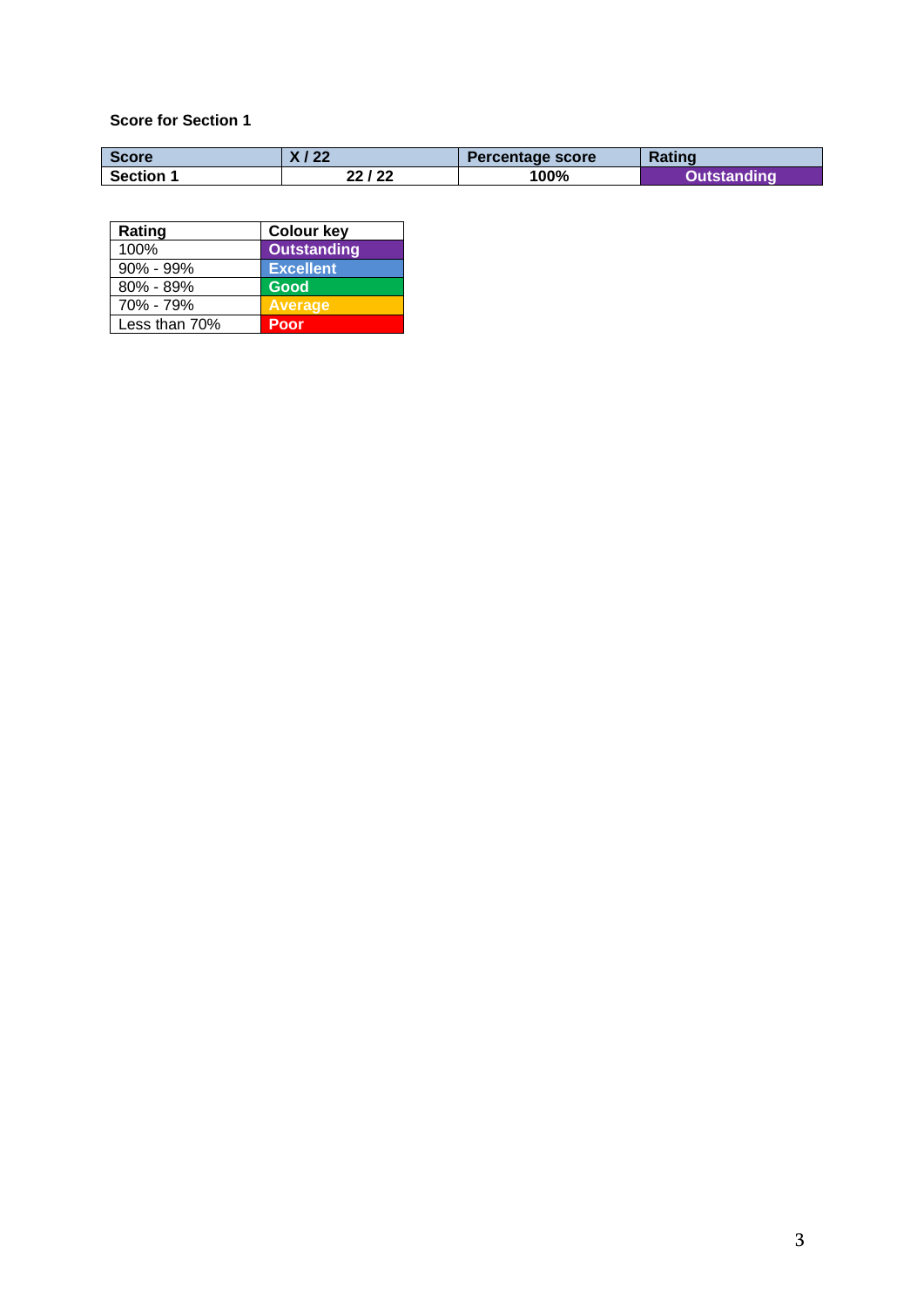**Score for Section 1**

| Score | X / 22 | Percentage score | Rating |
|---|---|---|---|
| Section 1 | 22 / 22 | 100% | Outstanding |

| Rating | Colour key |
|---|---|
| 100% | Outstanding |
| 90% - 99% | Excellent |
| 80% - 89% | Good |
| 70% - 79% | Average |
| Less than 70% | Poor |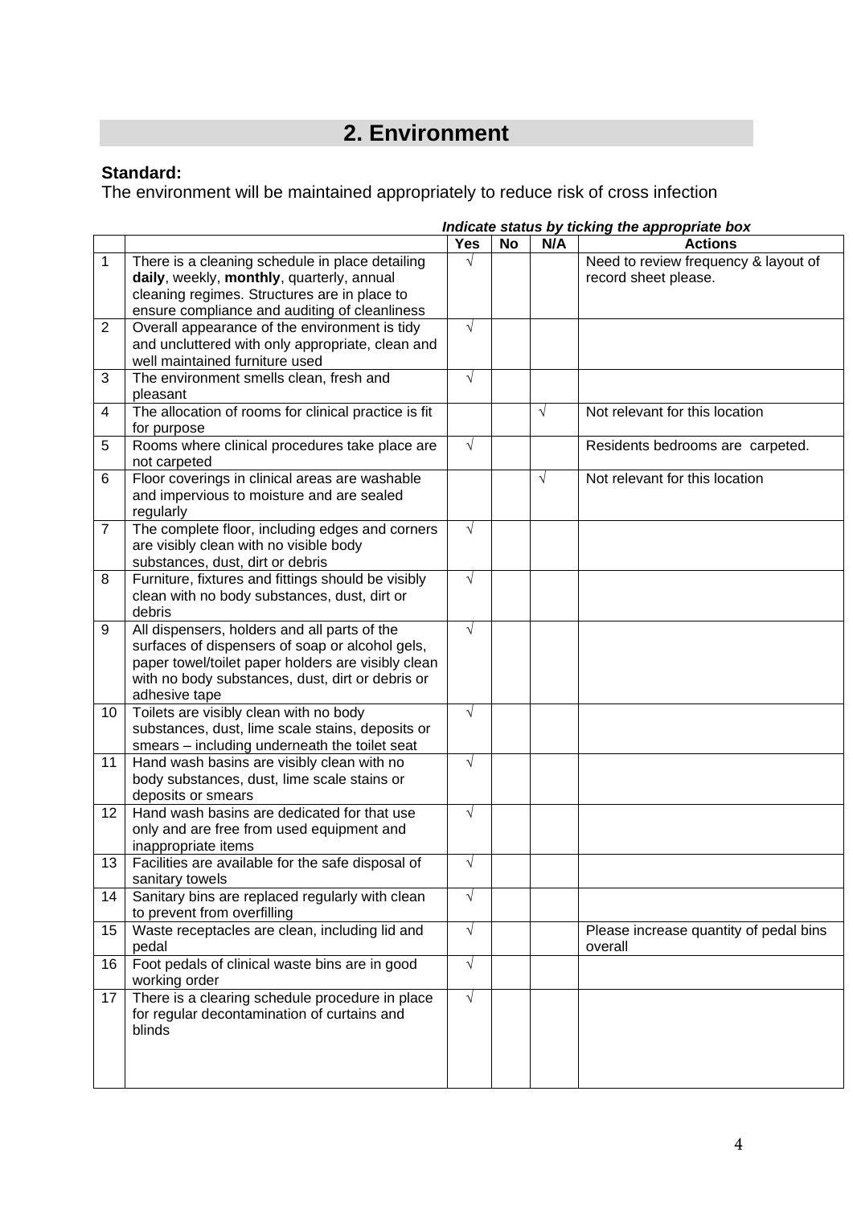## 2. Environment

**Standard:**
The environment will be maintained appropriately to reduce risk of cross infection

***Indicate status by ticking the appropriate box***

| | | Yes | No | N/A | Actions |
|---|---|---|---|---|---|
| 1 | There is a cleaning schedule in place detailing **daily**, weekly, **monthly**, quarterly, annual cleaning regimes. Structures are in place to ensure compliance and auditing of cleanliness | √ | | | Need to review frequency & layout of record sheet please. |
| 2 | Overall appearance of the environment is tidy and uncluttered with only appropriate, clean and well maintained furniture used | √ | | | |
| 3 | The environment smells clean, fresh and pleasant | √ | | | |
| 4 | The allocation of rooms for clinical practice is fit for purpose | | | √ | Not relevant for this location |
| 5 | Rooms where clinical procedures take place are not carpeted | √ | | | Residents bedrooms are carpeted. |
| 6 | Floor coverings in clinical areas are washable and impervious to moisture and are sealed regularly | | | √ | Not relevant for this location |
| 7 | The complete floor, including edges and corners are visibly clean with no visible body substances, dust, dirt or debris | √ | | | |
| 8 | Furniture, fixtures and fittings should be visibly clean with no body substances, dust, dirt or debris | √ | | | |
| 9 | All dispensers, holders and all parts of the surfaces of dispensers of soap or alcohol gels, paper towel/toilet paper holders are visibly clean with no body substances, dust, dirt or debris or adhesive tape | √ | | | |
| 10 | Toilets are visibly clean with no body substances, dust, lime scale stains, deposits or smears – including underneath the toilet seat | √ | | | |
| 11 | Hand wash basins are visibly clean with no body substances, dust, lime scale stains or deposits or smears | √ | | | |
| 12 | Hand wash basins are dedicated for that use only and are free from used equipment and inappropriate items | √ | | | |
| 13 | Facilities are available for the safe disposal of sanitary towels | √ | | | |
| 14 | Sanitary bins are replaced regularly with clean to prevent from overfilling | √ | | | |
| 15 | Waste receptacles are clean, including lid and pedal | √ | | | Please increase quantity of pedal bins overall |
| 16 | Foot pedals of clinical waste bins are in good working order | √ | | | |
| 17 | There is a clearing schedule procedure in place for regular decontamination of curtains and blinds | √ | | | |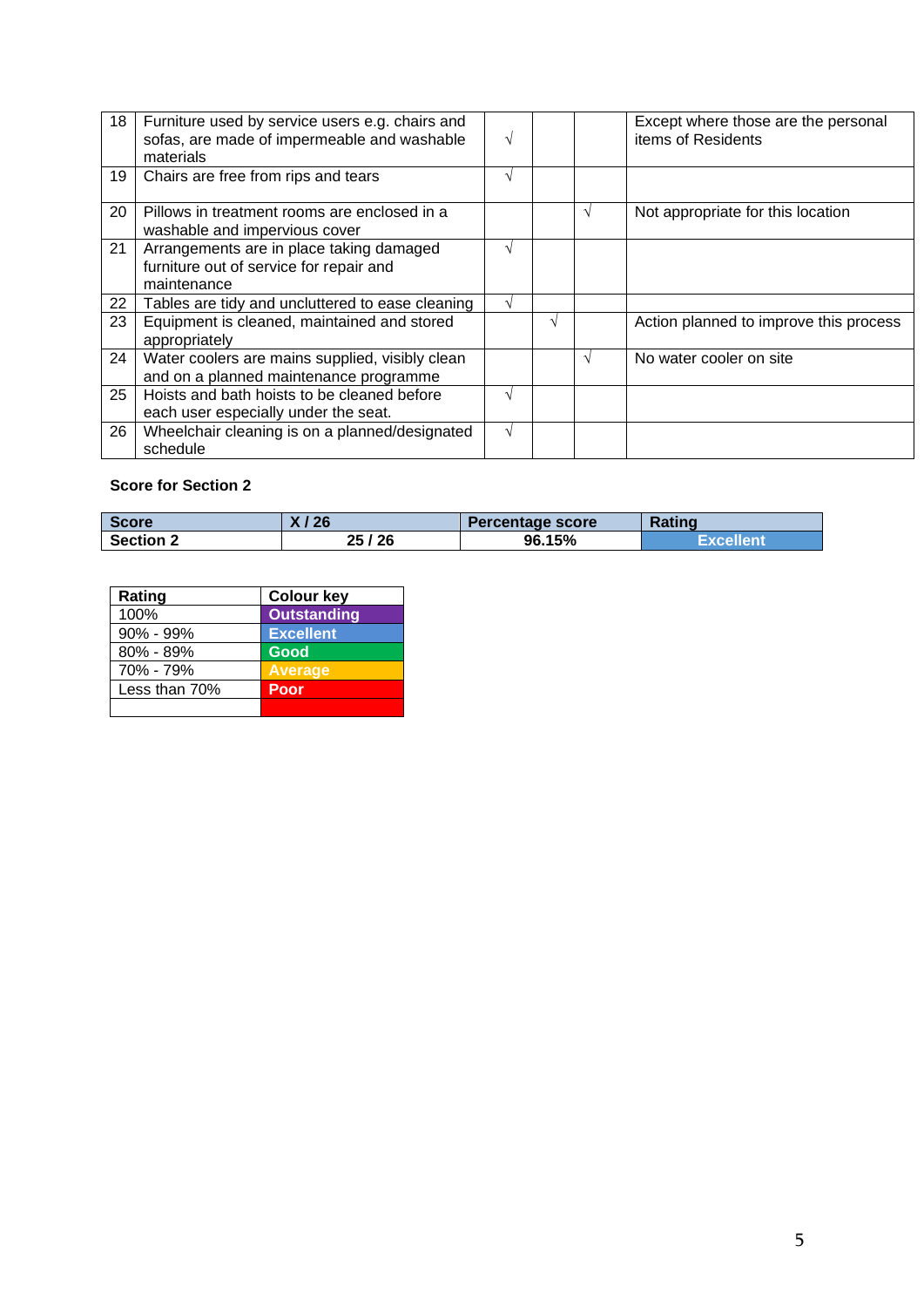| | | | | | |
|---|---|---|---|---|---|
| 18 | Furniture used by service users e.g. chairs and sofas, are made of impermeable and washable materials | √ | | | Except where those are the personal items of Residents |
| 19 | Chairs are free from rips and tears | √ | | | |
| 20 | Pillows in treatment rooms are enclosed in a washable and impervious cover | | | √ | Not appropriate for this location |
| 21 | Arrangements are in place taking damaged furniture out of service for repair and maintenance | √ | | | |
| 22 | Tables are tidy and uncluttered to ease cleaning | √ | | | |
| 23 | Equipment is cleaned, maintained and stored appropriately | | √ | | Action planned to improve this process |
| 24 | Water coolers are mains supplied, visibly clean and on a planned maintenance programme | | | √ | No water cooler on site |
| 25 | Hoists and bath hoists to be cleaned before each user especially under the seat. | √ | | | |
| 26 | Wheelchair cleaning is on a planned/designated schedule | √ | | | |

**Score for Section 2**

| Score | X / 26 | Percentage score | Rating |
|---|---|---|---|
| Section 2 | 25 / 26 | 96.15% | Excellent |

| Rating | Colour key |
|---|---|
| 100% | Outstanding |
| 90% - 99% | Excellent |
| 80% - 89% | Good |
| 70% - 79% | Average |
| Less than 70% | Poor |
| | |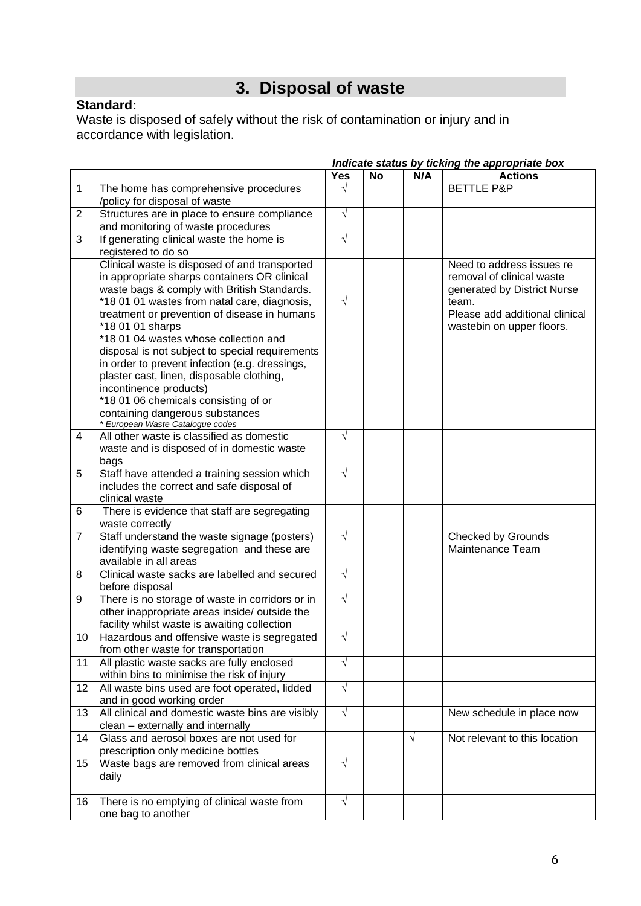# 3. Disposal of waste

**Standard:**
Waste is disposed of safely without the risk of contamination or injury and in accordance with legislation.

***Indicate status by ticking the appropriate box***

| | | Yes | No | N/A | Actions |
|---|---|---|---|---|---|
| 1 | The home has comprehensive procedures /policy for disposal of waste | √ | | | BETTLE P&P |
| 2 | Structures are in place to ensure compliance and monitoring of waste procedures | √ | | | |
| 3 | If generating clinical waste the home is registered to do so | √ | | | |
| | Clinical waste is disposed of and transported in appropriate sharps containers OR clinical waste bags & comply with British Standards. *18 01 01 wastes from natal care, diagnosis, treatment or prevention of disease in humans *18 01 01 sharps *18 01 04 wastes whose collection and disposal is not subject to special requirements in order to prevent infection (e.g. dressings, plaster cast, linen, disposable clothing, incontinence products) *18 01 06 chemicals consisting of or containing dangerous substances *\* European Waste Catalogue codes* | √ | | | Need to address issues re removal of clinical waste generated by District Nurse team. Please add additional clinical wastebin on upper floors. |
| 4 | All other waste is classified as domestic waste and is disposed of in domestic waste bags | √ | | | |
| 5 | Staff have attended a training session which includes the correct and safe disposal of clinical waste | √ | | | |
| 6 | There is evidence that staff are segregating waste correctly | | | | |
| 7 | Staff understand the waste signage (posters) identifying waste segregation and these are available in all areas | √ | | | Checked by Grounds Maintenance Team |
| 8 | Clinical waste sacks are labelled and secured before disposal | √ | | | |
| 9 | There is no storage of waste in corridors or in other inappropriate areas inside/ outside the facility whilst waste is awaiting collection | √ | | | |
| 10 | Hazardous and offensive waste is segregated from other waste for transportation | √ | | | |
| 11 | All plastic waste sacks are fully enclosed within bins to minimise the risk of injury | √ | | | |
| 12 | All waste bins used are foot operated, lidded and in good working order | √ | | | |
| 13 | All clinical and domestic waste bins are visibly clean – externally and internally | √ | | | New schedule in place now |
| 14 | Glass and aerosol boxes are not used for prescription only medicine bottles | | | √ | Not relevant to this location |
| 15 | Waste bags are removed from clinical areas daily | √ | | | |
| 16 | There is no emptying of clinical waste from one bag to another | √ | | | |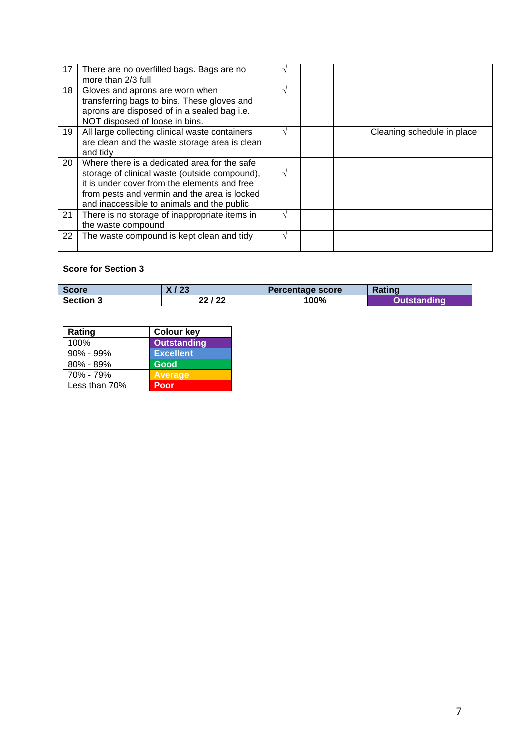| | | | | | |
|---|---|---|---|---|---|
| 17 | There are no overfilled bags. Bags are no more than 2/3 full | √ | | | |
| 18 | Gloves and aprons are worn when transferring bags to bins. These gloves and aprons are disposed of in a sealed bag i.e. NOT disposed of loose in bins. | √ | | | |
| 19 | All large collecting clinical waste containers are clean and the waste storage area is clean and tidy | √ | | | Cleaning schedule in place |
| 20 | Where there is a dedicated area for the safe storage of clinical waste (outside compound), it is under cover from the elements and free from pests and vermin and the area is locked and inaccessible to animals and the public | √ | | | |
| 21 | There is no storage of inappropriate items in the waste compound | √ | | | |
| 22 | The waste compound is kept clean and tidy | √ | | | |

**Score for Section 3**

| Score | X / 23 | Percentage score | Rating |
|---|---|---|---|
| **Section 3** | **22 / 22** | **100%** | **Outstanding** |

| Rating | Colour key |
|---|---|
| 100% | Outstanding |
| 90% - 99% | Excellent |
| 80% - 89% | Good |
| 70% - 79% | Average |
| Less than 70% | Poor |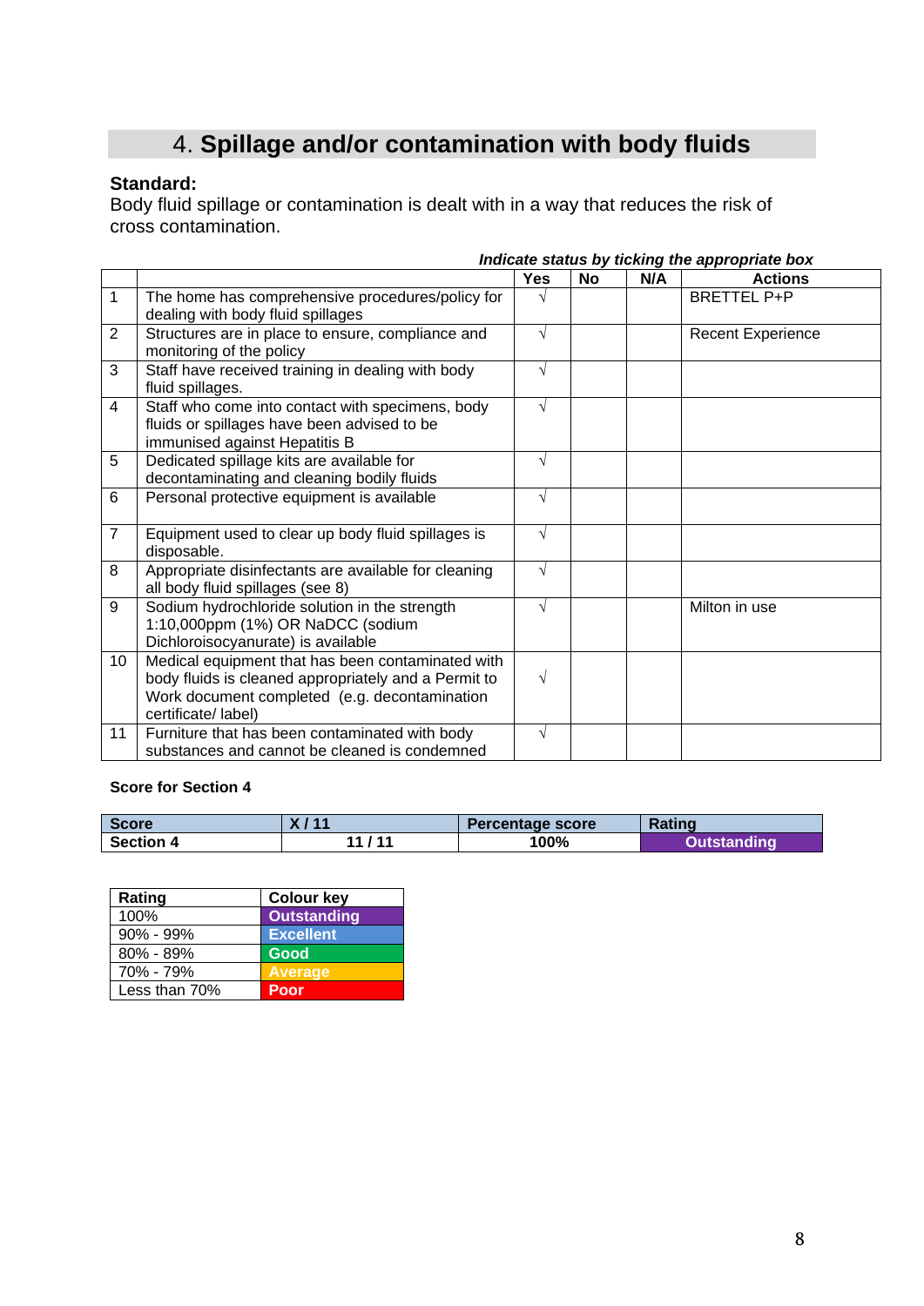# 4. **Spillage and/or contamination with body fluids**

**Standard:**
Body fluid spillage or contamination is dealt with in a way that reduces the risk of cross contamination.

***Indicate status by ticking the appropriate box***

| | | Yes | No | N/A | Actions |
|---|---|---|---|---|---|
| 1 | The home has comprehensive procedures/policy for dealing with body fluid spillages | √ | | | BRETTEL P+P |
| 2 | Structures are in place to ensure, compliance and monitoring of the policy | √ | | | Recent Experience |
| 3 | Staff have received training in dealing with body fluid spillages. | √ | | | |
| 4 | Staff who come into contact with specimens, body fluids or spillages have been advised to be immunised against Hepatitis B | √ | | | |
| 5 | Dedicated spillage kits are available for decontaminating and cleaning bodily fluids | √ | | | |
| 6 | Personal protective equipment is available | √ | | | |
| 7 | Equipment used to clear up body fluid spillages is disposable. | √ | | | |
| 8 | Appropriate disinfectants are available for cleaning all body fluid spillages (see 8) | √ | | | |
| 9 | Sodium hydrochloride solution in the strength 1:10,000ppm (1%) OR NaDCC (sodium Dichloroisocyanurate) is available | √ | | | Milton in use |
| 10 | Medical equipment that has been contaminated with body fluids is cleaned appropriately and a Permit to Work document completed (e.g. decontamination certificate/ label) | √ | | | |
| 11 | Furniture that has been contaminated with body substances and cannot be cleaned is condemned | √ | | | |

**Score for Section 4**

| Score | X / 11 | Percentage score | Rating |
|---|---|---|---|
| **Section 4** | **11 / 11** | **100%** | **Outstanding** |

| Rating | Colour key |
|---|---|
| 100% | Outstanding |
| 90% - 99% | Excellent |
| 80% - 89% | Good |
| 70% - 79% | Average |
| Less than 70% | Poor |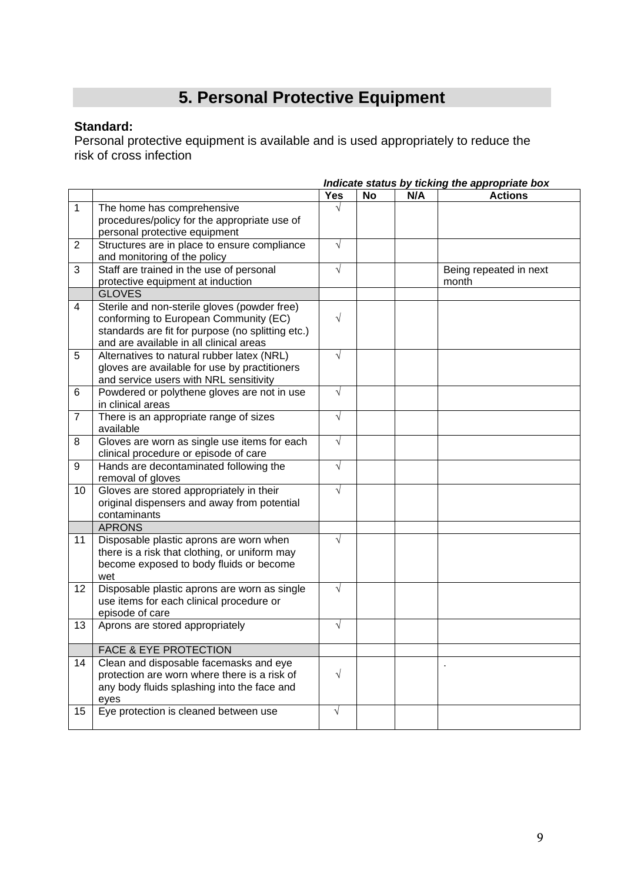# 5. Personal Protective Equipment

**Standard:**
Personal protective equipment is available and is used appropriately to reduce the risk of cross infection

***Indicate status by ticking the appropriate box***

| | | Yes | No | N/A | Actions |
|---|---|---|---|---|---|
| 1 | The home has comprehensive procedures/policy for the appropriate use of personal protective equipment | √ | | | |
| 2 | Structures are in place to ensure compliance and monitoring of the policy | √ | | | |
| 3 | Staff are trained in the use of personal protective equipment at induction | √ | | | Being repeated in next month |
| | GLOVES | | | | |
| 4 | Sterile and non-sterile gloves (powder free) conforming to European Community (EC) standards are fit for purpose (no splitting etc.) and are available in all clinical areas | √ | | | |
| 5 | Alternatives to natural rubber latex (NRL) gloves are available for use by practitioners and service users with NRL sensitivity | √ | | | |
| 6 | Powdered or polythene gloves are not in use in clinical areas | √ | | | |
| 7 | There is an appropriate range of sizes available | √ | | | |
| 8 | Gloves are worn as single use items for each clinical procedure or episode of care | √ | | | |
| 9 | Hands are decontaminated following the removal of gloves | √ | | | |
| 10 | Gloves are stored appropriately in their original dispensers and away from potential contaminants | √ | | | |
| | APRONS | | | | |
| 11 | Disposable plastic aprons are worn when there is a risk that clothing, or uniform may become exposed to body fluids or become wet | √ | | | |
| 12 | Disposable plastic aprons are worn as single use items for each clinical procedure or episode of care | √ | | | |
| 13 | Aprons are stored appropriately | √ | | | |
| | FACE & EYE PROTECTION | | | | |
| 14 | Clean and disposable facemasks and eye protection are worn where there is a risk of any body fluids splashing into the face and eyes | √ | | | . |
| 15 | Eye protection is cleaned between use | √ | | | |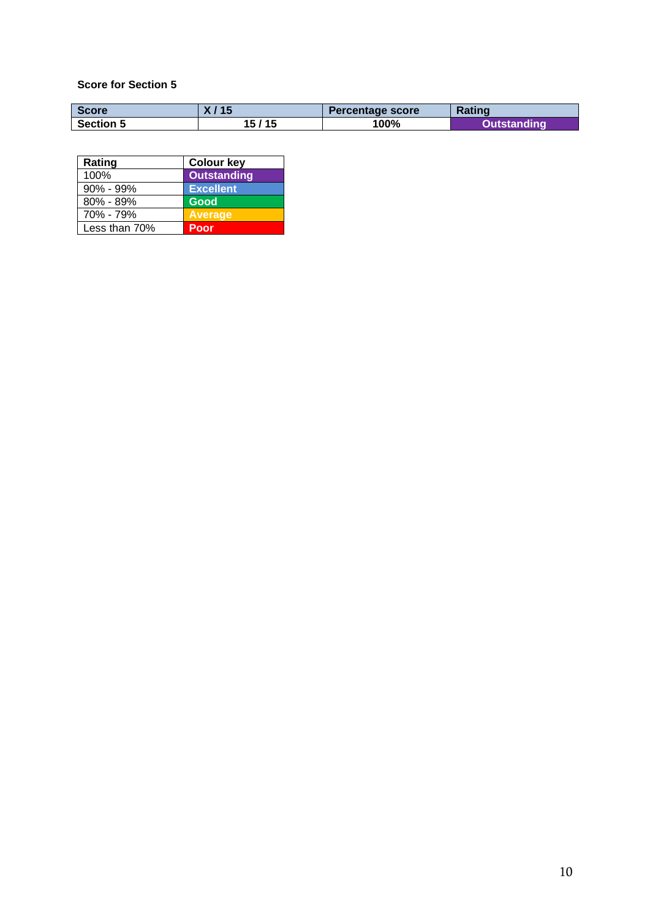**Score for Section 5**

| Score | X / 15 | Percentage score | Rating |
| --- | --- | --- | --- |
| Section 5 | 15 / 15 | 100% | Outstanding |

| Rating | Colour key |
| --- | --- |
| 100% | Outstanding |
| 90% - 99% | Excellent |
| 80% - 89% | Good |
| 70% - 79% | Average |
| Less than 70% | Poor |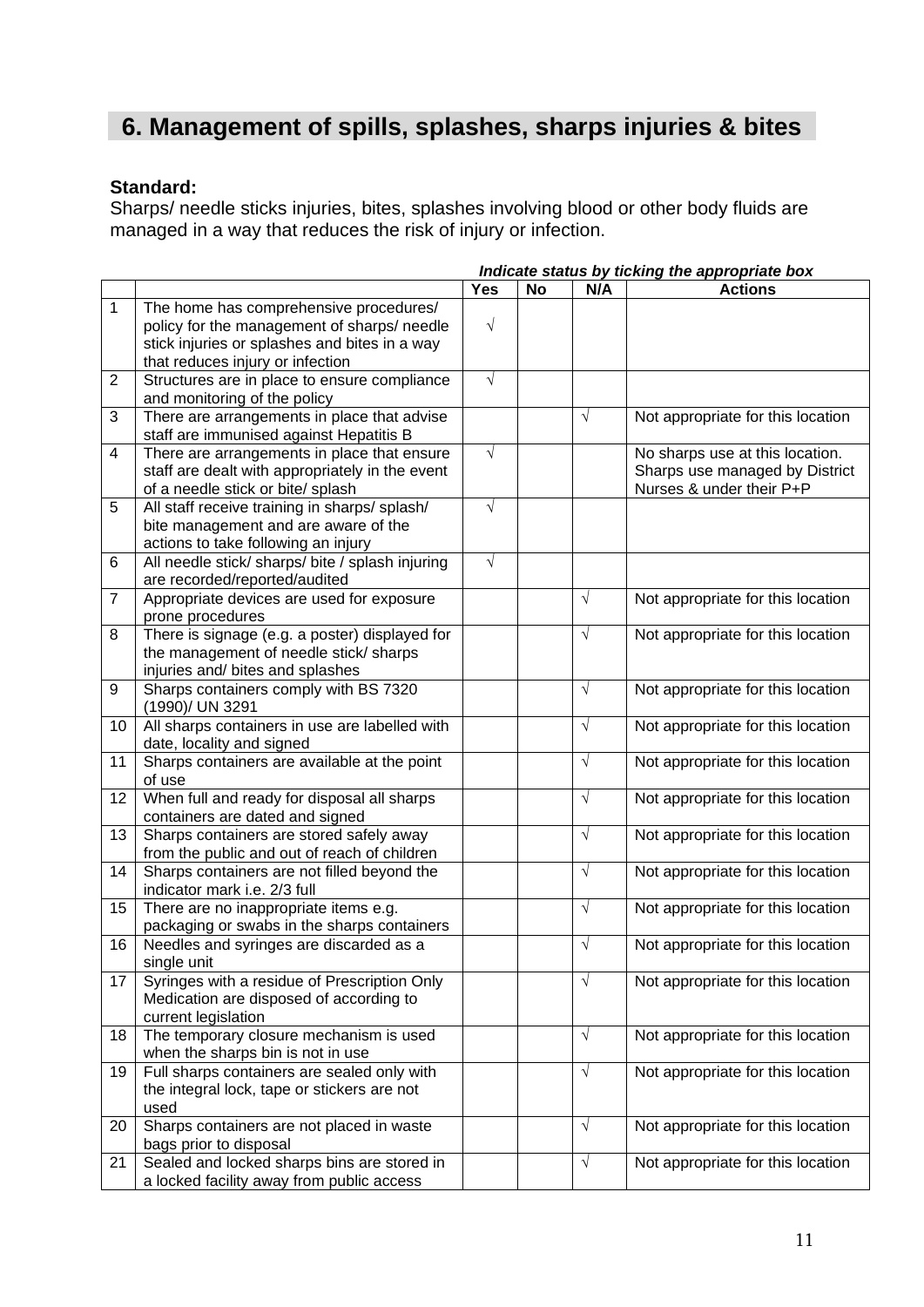## 6. Management of spills, splashes, sharps injuries & bites

**Standard:**
Sharps/ needle sticks injuries, bites, splashes involving blood or other body fluids are managed in a way that reduces the risk of injury or infection.

***Indicate status by ticking the appropriate box***

| | | Yes | No | N/A | Actions |
|---|---|---|---|---|---|
| 1 | The home has comprehensive procedures/ policy for the management of sharps/ needle stick injuries or splashes and bites in a way that reduces injury or infection | √ | | | |
| 2 | Structures are in place to ensure compliance and monitoring of the policy | √ | | | |
| 3 | There are arrangements in place that advise staff are immunised against Hepatitis B | | | √ | Not appropriate for this location |
| 4 | There are arrangements in place that ensure staff are dealt with appropriately in the event of a needle stick or bite/ splash | √ | | | No sharps use at this location. Sharps use managed by District Nurses & under their P+P |
| 5 | All staff receive training in sharps/ splash/ bite management and are aware of the actions to take following an injury | √ | | | |
| 6 | All needle stick/ sharps/ bite / splash injuring are recorded/reported/audited | √ | | | |
| 7 | Appropriate devices are used for exposure prone procedures | | | √ | Not appropriate for this location |
| 8 | There is signage (e.g. a poster) displayed for the management of needle stick/ sharps injuries and/ bites and splashes | | | √ | Not appropriate for this location |
| 9 | Sharps containers comply with BS 7320 (1990)/ UN 3291 | | | √ | Not appropriate for this location |
| 10 | All sharps containers in use are labelled with date, locality and signed | | | √ | Not appropriate for this location |
| 11 | Sharps containers are available at the point of use | | | √ | Not appropriate for this location |
| 12 | When full and ready for disposal all sharps containers are dated and signed | | | √ | Not appropriate for this location |
| 13 | Sharps containers are stored safely away from the public and out of reach of children | | | √ | Not appropriate for this location |
| 14 | Sharps containers are not filled beyond the indicator mark i.e. 2/3 full | | | √ | Not appropriate for this location |
| 15 | There are no inappropriate items e.g. packaging or swabs in the sharps containers | | | √ | Not appropriate for this location |
| 16 | Needles and syringes are discarded as a single unit | | | √ | Not appropriate for this location |
| 17 | Syringes with a residue of Prescription Only Medication are disposed of according to current legislation | | | √ | Not appropriate for this location |
| 18 | The temporary closure mechanism is used when the sharps bin is not in use | | | √ | Not appropriate for this location |
| 19 | Full sharps containers are sealed only with the integral lock, tape or stickers are not used | | | √ | Not appropriate for this location |
| 20 | Sharps containers are not placed in waste bags prior to disposal | | | √ | Not appropriate for this location |
| 21 | Sealed and locked sharps bins are stored in a locked facility away from public access | | | √ | Not appropriate for this location |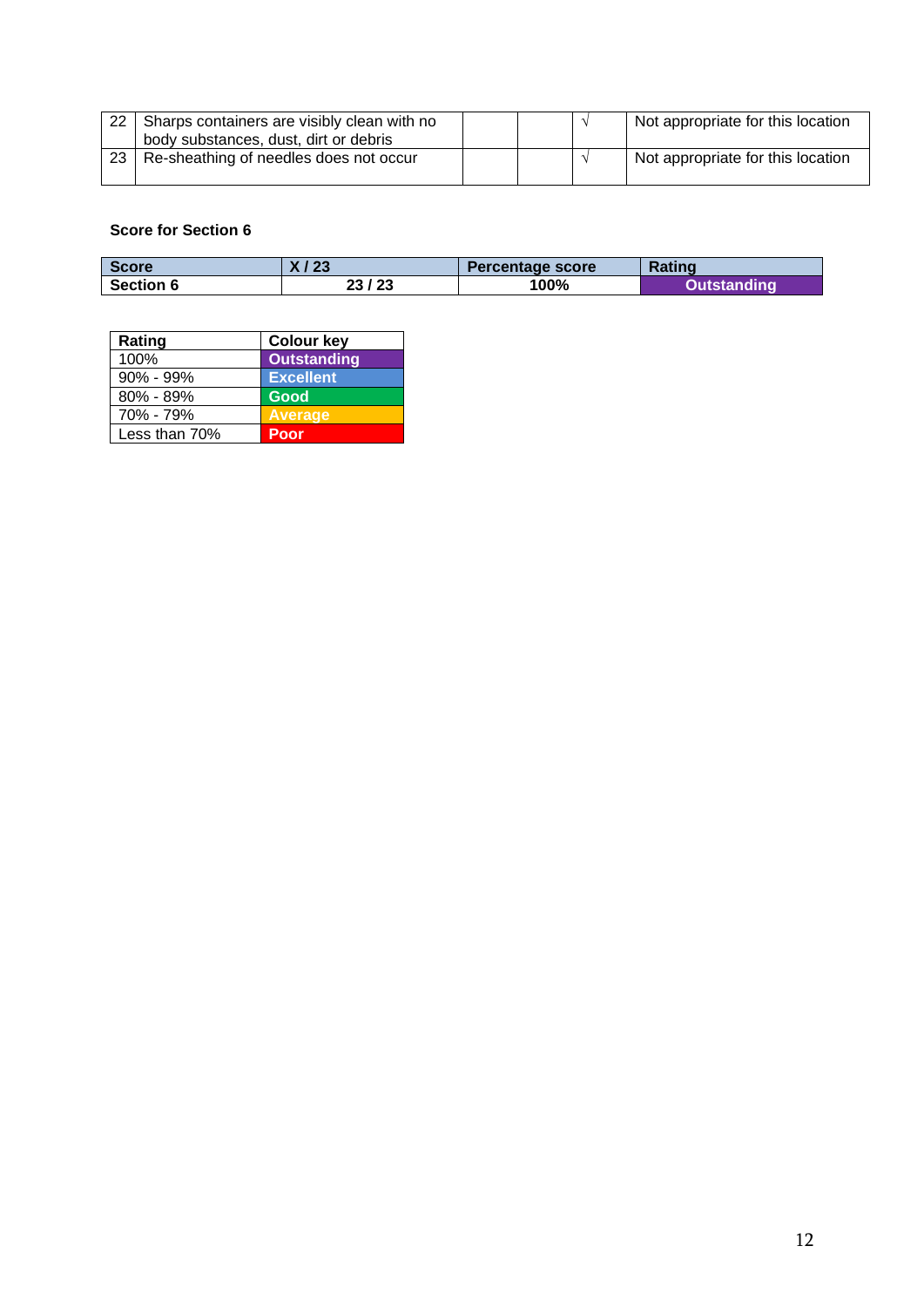| | | | | | |
|---|---|---|---|---|---|
| 22 | Sharps containers are visibly clean with no body substances, dust, dirt or debris | | | √ | Not appropriate for this location |
| 23 | Re-sheathing of needles does not occur | | | √ | Not appropriate for this location |

**Score for Section 6**

| Score | X / 23 | Percentage score | Rating |
|---|---|---|---|
| **Section 6** | **23 / 23** | **100%** | **Outstanding** |

| Rating | Colour key |
|---|---|
| 100% | **Outstanding** |
| 90% - 99% | **Excellent** |
| 80% - 89% | **Good** |
| 70% - 79% | **Average** |
| Less than 70% | **Poor** |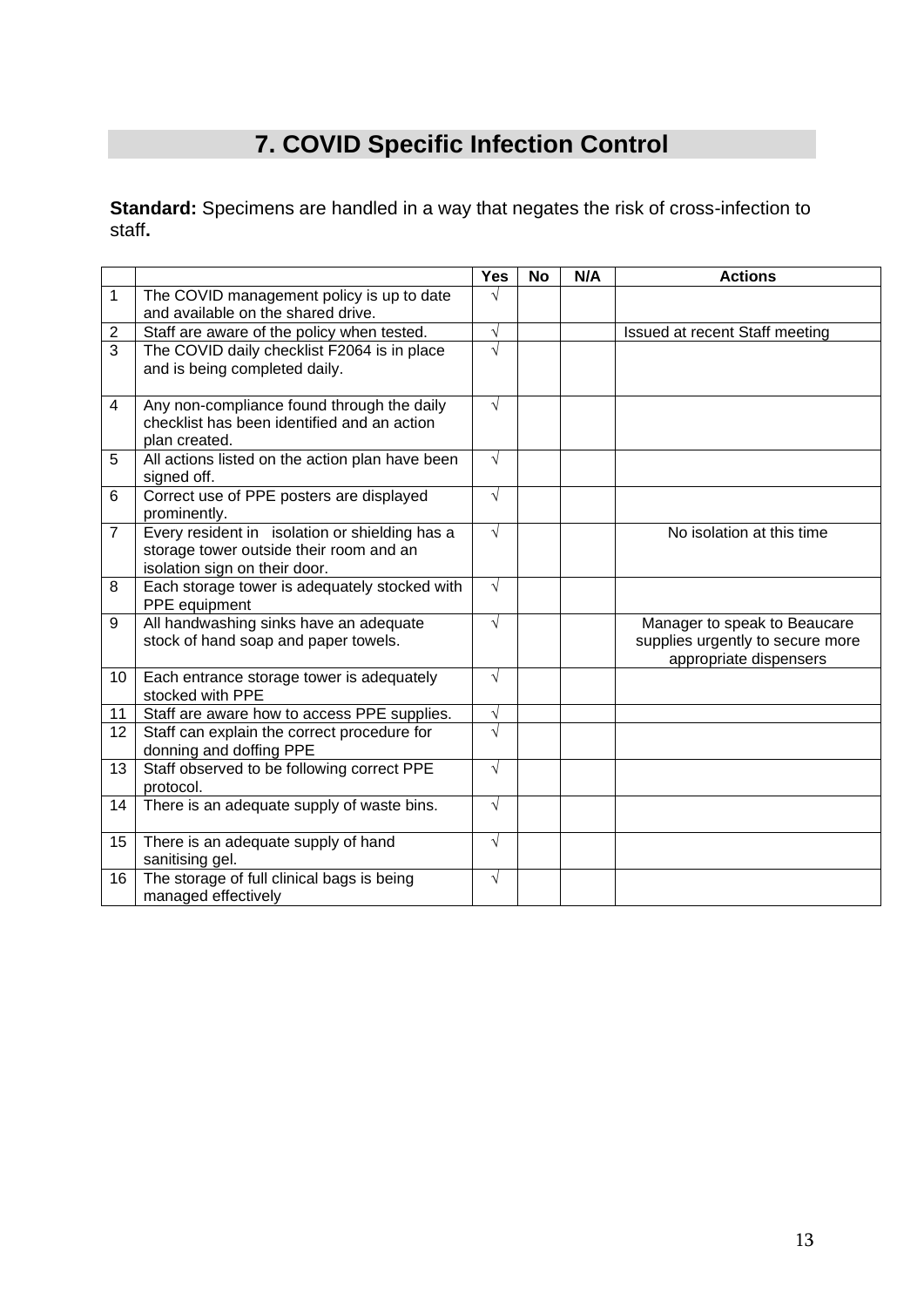# 7. COVID Specific Infection Control

**Standard:** Specimens are handled in a way that negates the risk of cross-infection to staff**.**

| | | Yes | No | N/A | Actions |
|---|---|---|---|---|---|
| 1 | The COVID management policy is up to date and available on the shared drive. | √ | | | |
| 2 | Staff are aware of the policy when tested. | √ | | | Issued at recent Staff meeting |
| 3 | The COVID daily checklist F2064 is in place and is being completed daily. | √ | | | |
| 4 | Any non-compliance found through the daily checklist has been identified and an action plan created. | √ | | | |
| 5 | All actions listed on the action plan have been signed off. | √ | | | |
| 6 | Correct use of PPE posters are displayed prominently. | √ | | | |
| 7 | Every resident in isolation or shielding has a storage tower outside their room and an isolation sign on their door. | √ | | | No isolation at this time |
| 8 | Each storage tower is adequately stocked with PPE equipment | √ | | | |
| 9 | All handwashing sinks have an adequate stock of hand soap and paper towels. | √ | | | Manager to speak to Beaucare supplies urgently to secure more appropriate dispensers |
| 10 | Each entrance storage tower is adequately stocked with PPE | √ | | | |
| 11 | Staff are aware how to access PPE supplies. | √ | | | |
| 12 | Staff can explain the correct procedure for donning and doffing PPE | √ | | | |
| 13 | Staff observed to be following correct PPE protocol. | √ | | | |
| 14 | There is an adequate supply of waste bins. | √ | | | |
| 15 | There is an adequate supply of hand sanitising gel. | √ | | | |
| 16 | The storage of full clinical bags is being managed effectively | √ | | | |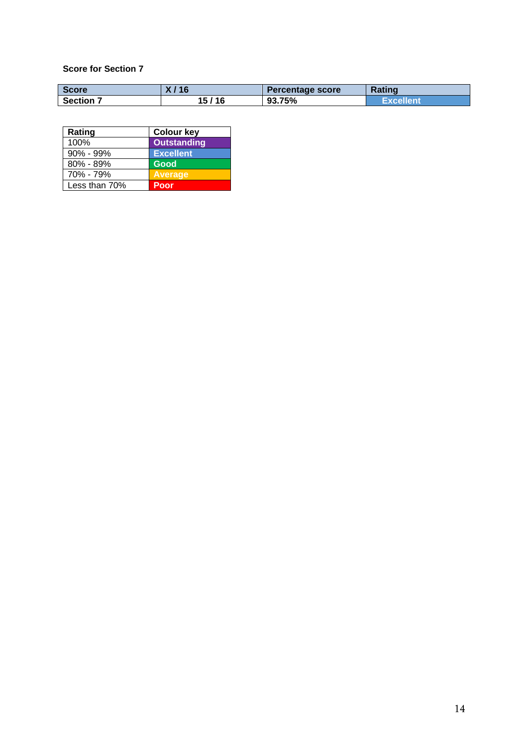**Score for Section 7**

| Score | X / 16 | Percentage score | Rating |
|---|---|---|---|
| **Section 7** | **15 / 16** | **93.75%** | **Excellent** |

| Rating | Colour key |
|---|---|
| 100% | **Outstanding** |
| 90% - 99% | **Excellent** |
| 80% - 89% | **Good** |
| 70% - 79% | **Average** |
| Less than 70% | **Poor** |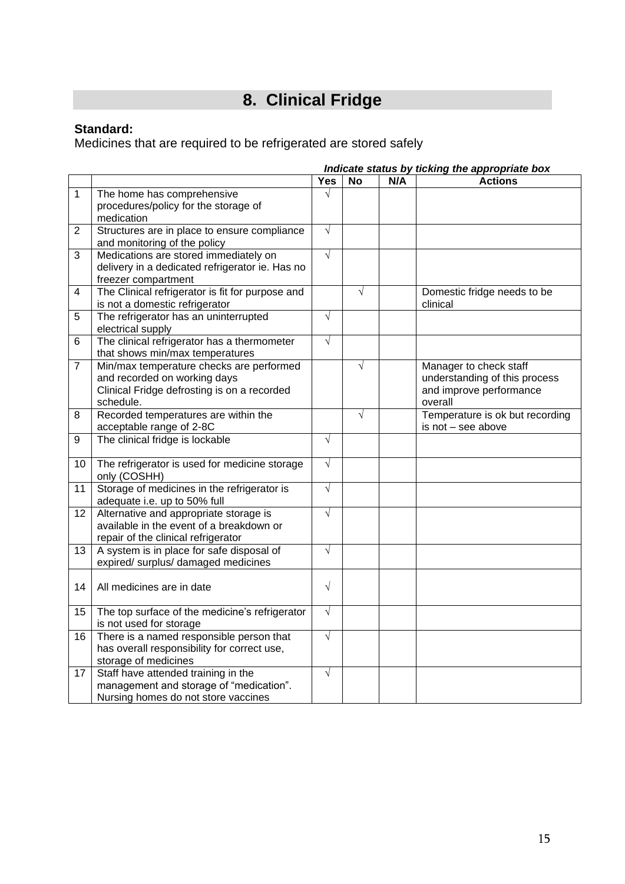## 8. Clinical Fridge

**Standard:**
Medicines that are required to be refrigerated are stored safely

***Indicate status by ticking the appropriate box***

| | | Yes | No | N/A | Actions |
|---|---|---|---|---|---|
| 1 | The home has comprehensive procedures/policy for the storage of medication | √ | | | |
| 2 | Structures are in place to ensure compliance and monitoring of the policy | √ | | | |
| 3 | Medications are stored immediately on delivery in a dedicated refrigerator ie. Has no freezer compartment | √ | | | |
| 4 | The Clinical refrigerator is fit for purpose and is not a domestic refrigerator | | √ | | Domestic fridge needs to be clinical |
| 5 | The refrigerator has an uninterrupted electrical supply | √ | | | |
| 6 | The clinical refrigerator has a thermometer that shows min/max temperatures | √ | | | |
| 7 | Min/max temperature checks are performed and recorded on working days<br>Clinical Fridge defrosting is on a recorded schedule. | | √ | | Manager to check staff understanding of this process and improve performance overall |
| 8 | Recorded temperatures are within the acceptable range of 2-8C | | √ | | Temperature is ok but recording is not – see above |
| 9 | The clinical fridge is lockable | √ | | | |
| 10 | The refrigerator is used for medicine storage only (COSHH) | √ | | | |
| 11 | Storage of medicines in the refrigerator is adequate i.e. up to 50% full | √ | | | |
| 12 | Alternative and appropriate storage is available in the event of a breakdown or repair of the clinical refrigerator | √ | | | |
| 13 | A system is in place for safe disposal of expired/ surplus/ damaged medicines | √ | | | |
| 14 | All medicines are in date | √ | | | |
| 15 | The top surface of the medicine's refrigerator is not used for storage | √ | | | |
| 16 | There is a named responsible person that has overall responsibility for correct use, storage of medicines | √ | | | |
| 17 | Staff have attended training in the management and storage of "medication".<br>Nursing homes do not store vaccines | √ | | | |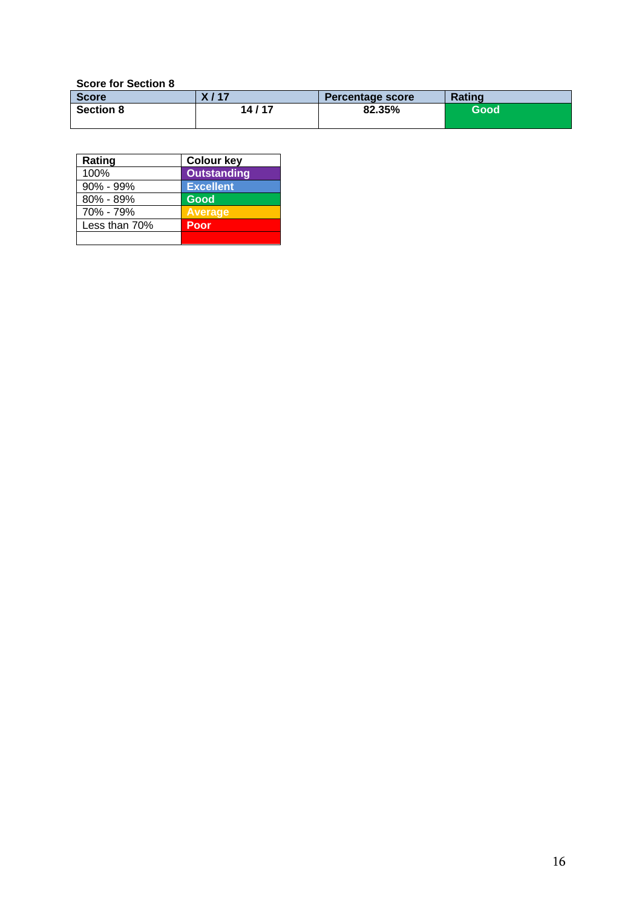**Score for Section 8**

| Score | X / 17 | Percentage score | Rating |
|---|---|---|---|
| Section 8 | 14 / 17 | 82.35% | Good |

| Rating | Colour key |
|---|---|
| 100% | Outstanding |
| 90% - 99% | Excellent |
| 80% - 89% | Good |
| 70% - 79% | Average |
| Less than 70% | Poor |
| | |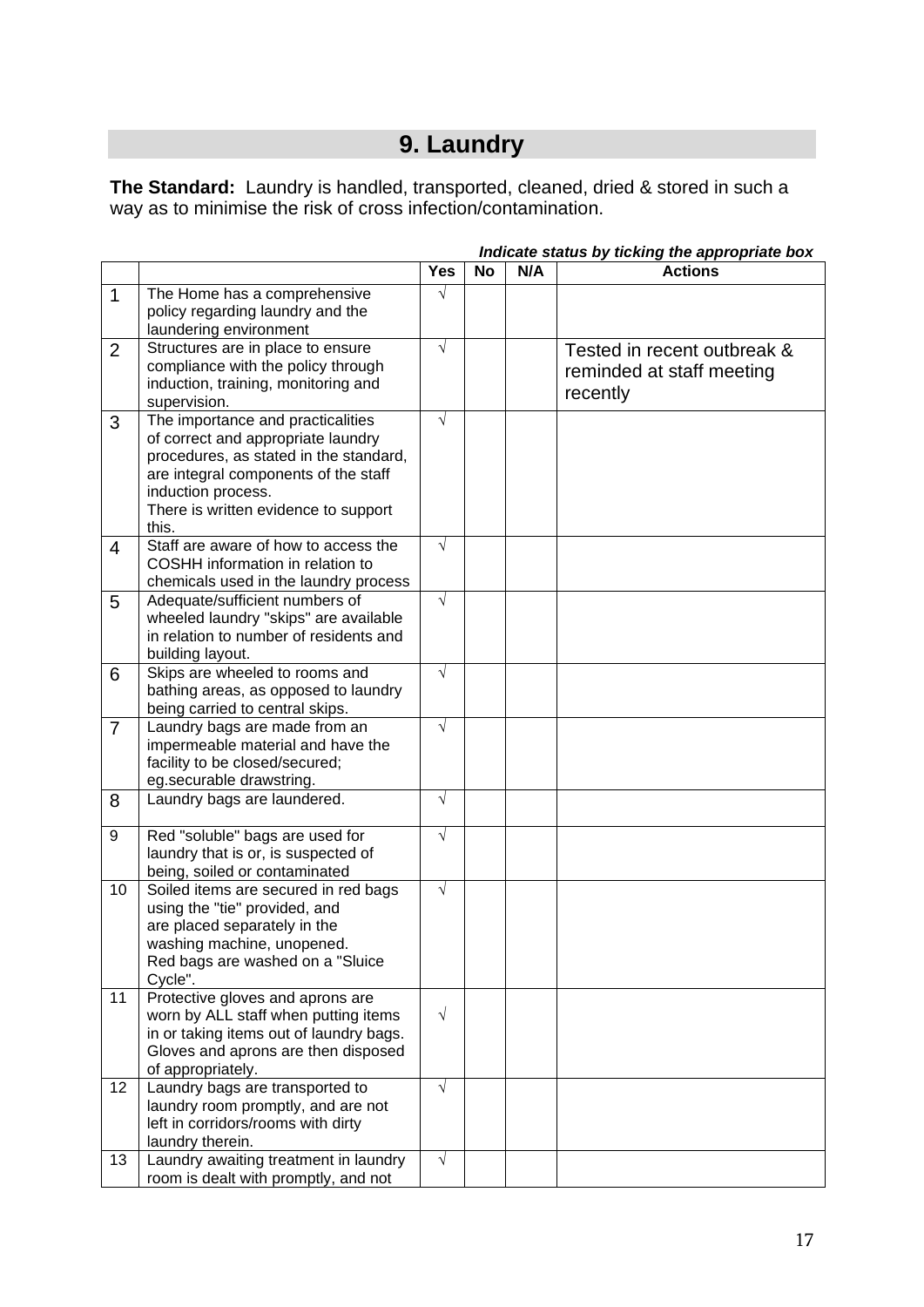## 9. Laundry

**The Standard:** Laundry is handled, transported, cleaned, dried & stored in such a way as to minimise the risk of cross infection/contamination.

***Indicate status by ticking the appropriate box***

| | | Yes | No | N/A | Actions |
|---|---|---|---|---|---|
| 1 | The Home has a comprehensive policy regarding laundry and the laundering environment | √ | | | |
| 2 | Structures are in place to ensure compliance with the policy through induction, training, monitoring and supervision. | √ | | | Tested in recent outbreak & reminded at staff meeting recently |
| 3 | The importance and practicalities of correct and appropriate laundry procedures, as stated in the standard, are integral components of the staff induction process. There is written evidence to support this. | √ | | | |
| 4 | Staff are aware of how to access the COSHH information in relation to chemicals used in the laundry process | √ | | | |
| 5 | Adequate/sufficient numbers of wheeled laundry "skips" are available in relation to number of residents and building layout. | √ | | | |
| 6 | Skips are wheeled to rooms and bathing areas, as opposed to laundry being carried to central skips. | √ | | | |
| 7 | Laundry bags are made from an impermeable material and have the facility to be closed/secured; eg.securable drawstring. | √ | | | |
| 8 | Laundry bags are laundered. | √ | | | |
| 9 | Red "soluble" bags are used for laundry that is or, is suspected of being, soiled or contaminated | √ | | | |
| 10 | Soiled items are secured in red bags using the "tie" provided, and are placed separately in the washing machine, unopened. Red bags are washed on a "Sluice Cycle". | √ | | | |
| 11 | Protective gloves and aprons are worn by ALL staff when putting items in or taking items out of laundry bags. Gloves and aprons are then disposed of appropriately. | √ | | | |
| 12 | Laundry bags are transported to laundry room promptly, and are not left in corridors/rooms with dirty laundry therein. | √ | | | |
| 13 | Laundry awaiting treatment in laundry room is dealt with promptly, and not | √ | | | |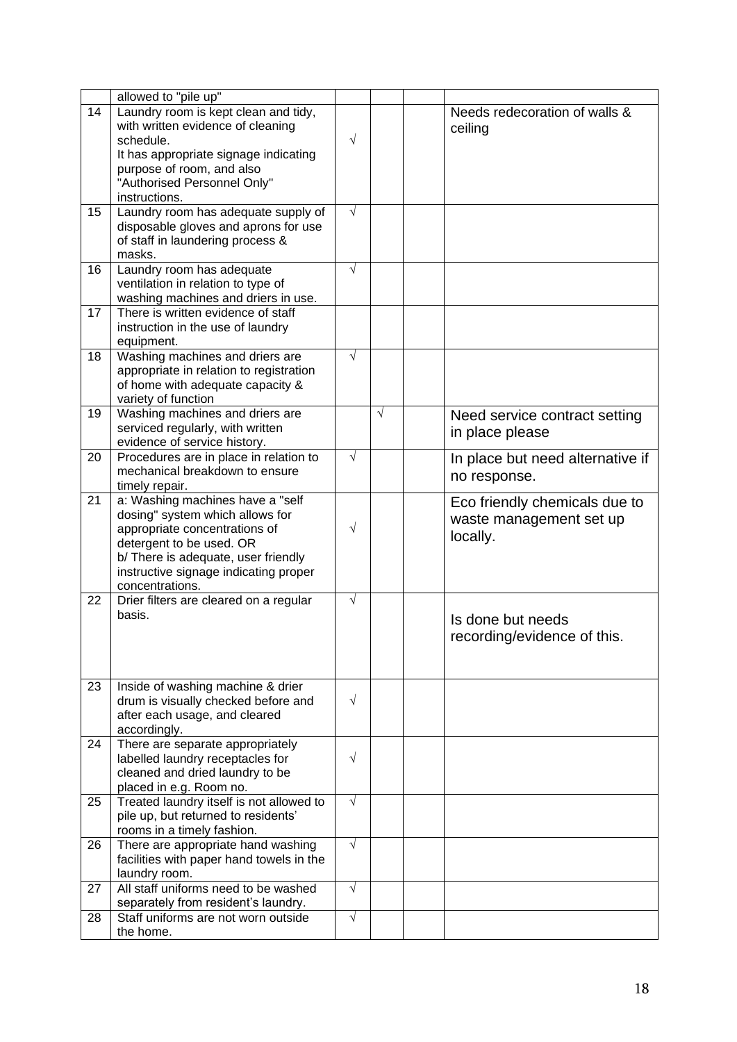| | | | | | |
|---|---|---|---|---|---|
| | allowed to "pile up" | | | | |
| 14 | Laundry room is kept clean and tidy, with written evidence of cleaning schedule.<br>It has appropriate signage indicating purpose of room, and also "Authorised Personnel Only" instructions. | √ | | | Needs redecoration of walls & ceiling |
| 15 | Laundry room has adequate supply of disposable gloves and aprons for use of staff in laundering process & masks. | √ | | | |
| 16 | Laundry room has adequate ventilation in relation to type of washing machines and driers in use. | √ | | | |
| 17 | There is written evidence of staff instruction in the use of laundry equipment. | | | | |
| 18 | Washing machines and driers are appropriate in relation to registration of home with adequate capacity & variety of function | √ | | | |
| 19 | Washing machines and driers are serviced regularly, with written evidence of service history. | | √ | | Need service contract setting in place please |
| 20 | Procedures are in place in relation to mechanical breakdown to ensure timely repair. | √ | | | In place but need alternative if no response. |
| 21 | a: Washing machines have a "self dosing" system which allows for appropriate concentrations of detergent to be used. OR<br>b/ There is adequate, user friendly instructive signage indicating proper concentrations. | √ | | | Eco friendly chemicals due to waste management set up locally. |
| 22 | Drier filters are cleared on a regular basis. | √ | | | Is done but needs recording/evidence of this. |
| 23 | Inside of washing machine & drier drum is visually checked before and after each usage, and cleared accordingly. | √ | | | |
| 24 | There are separate appropriately labelled laundry receptacles for cleaned and dried laundry to be placed in e.g. Room no. | √ | | | |
| 25 | Treated laundry itself is not allowed to pile up, but returned to residents' rooms in a timely fashion. | √ | | | |
| 26 | There are appropriate hand washing facilities with paper hand towels in the laundry room. | √ | | | |
| 27 | All staff uniforms need to be washed separately from resident's laundry. | √ | | | |
| 28 | Staff uniforms are not worn outside the home. | √ | | | |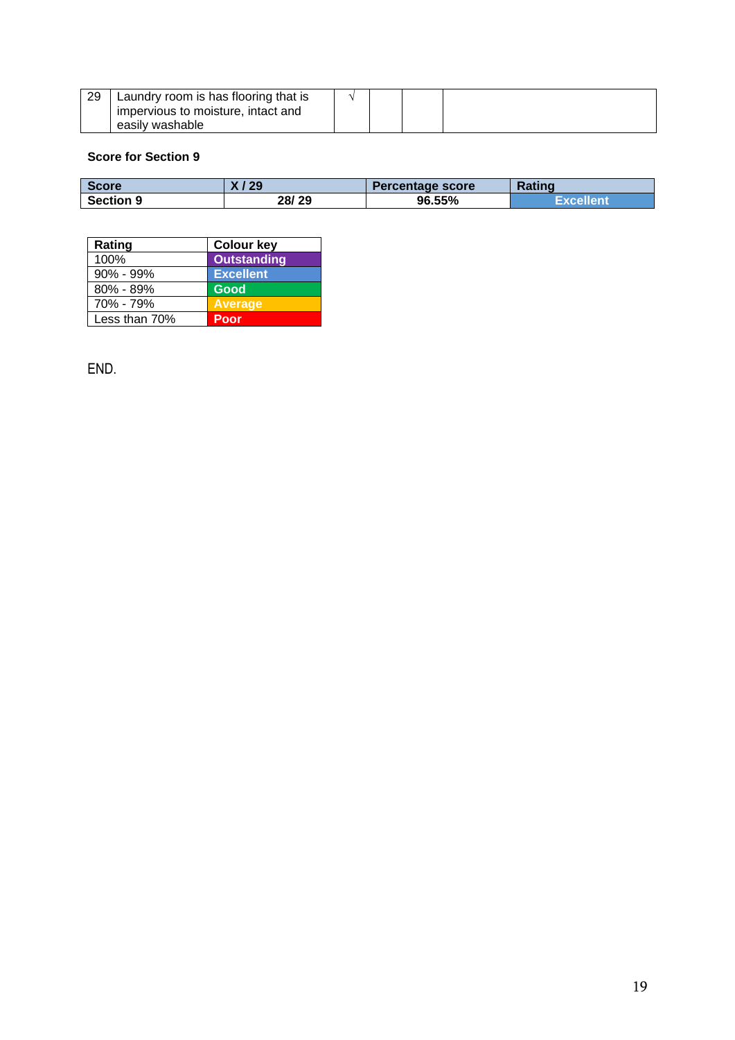| | | | | | |
|---|---|---|---|---|---|
| 29 | Laundry room is has flooring that is impervious to moisture, intact and easily washable | √ | | | |

**Score for Section 9**

| Score | X / 29 | Percentage score | Rating |
|---|---|---|---|
| **Section 9** | **28/ 29** | **96.55%** | **Excellent** |

| Rating | Colour key |
|---|---|
| 100% | **Outstanding** |
| 90% - 99% | **Excellent** |
| 80% - 89% | **Good** |
| 70% - 79% | **Average** |
| Less than 70% | **Poor** |

END.